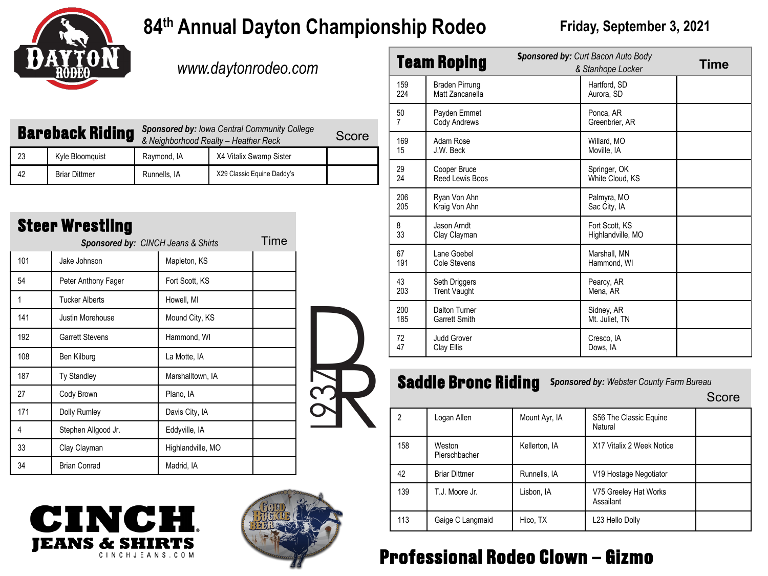# 84th Annual Dayton Championship Rodeo

**Friday, September 3, 2021**

www.daytonrodeo.com

## Bareback Riding

*Sponsored by: Iowa Central Community College & Neighborhood Realty – Heather Reck*

| # | Name | Hometown | Horse | Score |
|---|---|---|---|---|
| 23 | Kyle Bloomquist | Raymond, IA | X4 Vitalix Swamp Sister | |
| 42 | Briar Dittmer | Runnells, IA | X29 Classic Equine Daddy's | |

## Steer Wrestling

*Sponsored by: CINCH Jeans & Shirts*

| # | Name | Hometown | Time |
|---|---|---|---|
| 101 | Jake Johnson | Mapleton, KS | |
| 54 | Peter Anthony Fager | Fort Scott, KS | |
| 1 | Tucker Alberts | Howell, MI | |
| 141 | Justin Morehouse | Mound City, KS | |
| 192 | Garrett Stevens | Hammond, WI | |
| 108 | Ben Kilburg | La Motte, IA | |
| 187 | Ty Standley | Marshalltown, IA | |
| 27 | Cody Brown | Plano, IA | |
| 171 | Dolly Rumley | Davis City, IA | |
| 4 | Stephen Allgood Jr. | Eddyville, IA | |
| 33 | Clay Clayman | Highlandville, MO | |
| 34 | Brian Conrad | Madrid, IA | |

## Team Roping

*Sponsored by: Curt Bacon Auto Body & Stanhope Locker*

| # | Name | Hometown | Time |
|---|---|---|---|
| 159<br>224 | Braden Pirrung<br>Matt Zancanella | Hartford, SD<br>Aurora, SD | |
| 50<br>7 | Payden Emmet<br>Cody Andrews | Ponca, AR<br>Greenbrier, AR | |
| 169<br>15 | Adam Rose<br>J.W. Beck | Willard, MO<br>Moville, IA | |
| 29<br>24 | Cooper Bruce<br>Reed Lewis Boos | Springer, OK<br>White Cloud, KS | |
| 206<br>205 | Ryan Von Ahn<br>Kraig Von Ahn | Palmyra, MO<br>Sac City, IA | |
| 8<br>33 | Jason Arndt<br>Clay Clayman | Fort Scott, KS<br>Highlandville, MO | |
| 67<br>191 | Lane Goebel<br>Cole Stevens | Marshall, MN<br>Hammond, WI | |
| 43<br>203 | Seth Driggers<br>Trent Vaught | Pearcy, AR<br>Mena, AR | |
| 200<br>185 | Dalton Turner<br>Garrett Smith | Sidney, AR<br>Mt. Juliet, TN | |
| 72<br>47 | Judd Grover<br>Clay Ellis | Cresco, IA<br>Dows, IA | |

## Saddle Bronc Riding

*Sponsored by: Webster County Farm Bureau*

| # | Name | Hometown | Horse | Score |
|---|---|---|---|---|
| 2 | Logan Allen | Mount Ayr, IA | S56 The Classic Equine Natural | |
| 158 | Weston Pierschbacher | Kellerton, IA | X17 Vitalix 2 Week Notice | |
| 42 | Briar Dittmer | Runnells, IA | V19 Hostage Negotiator | |
| 139 | T.J. Moore Jr. | Lisbon, IA | V75 Greeley Hat Works Assailant | |
| 113 | Gaige C Langmaid | Hico, TX | L23 Hello Dolly | |

## Professional Rodeo Clown – Gizmo

CINCH JEANS & SHIRTS
CINCHJEANS.COM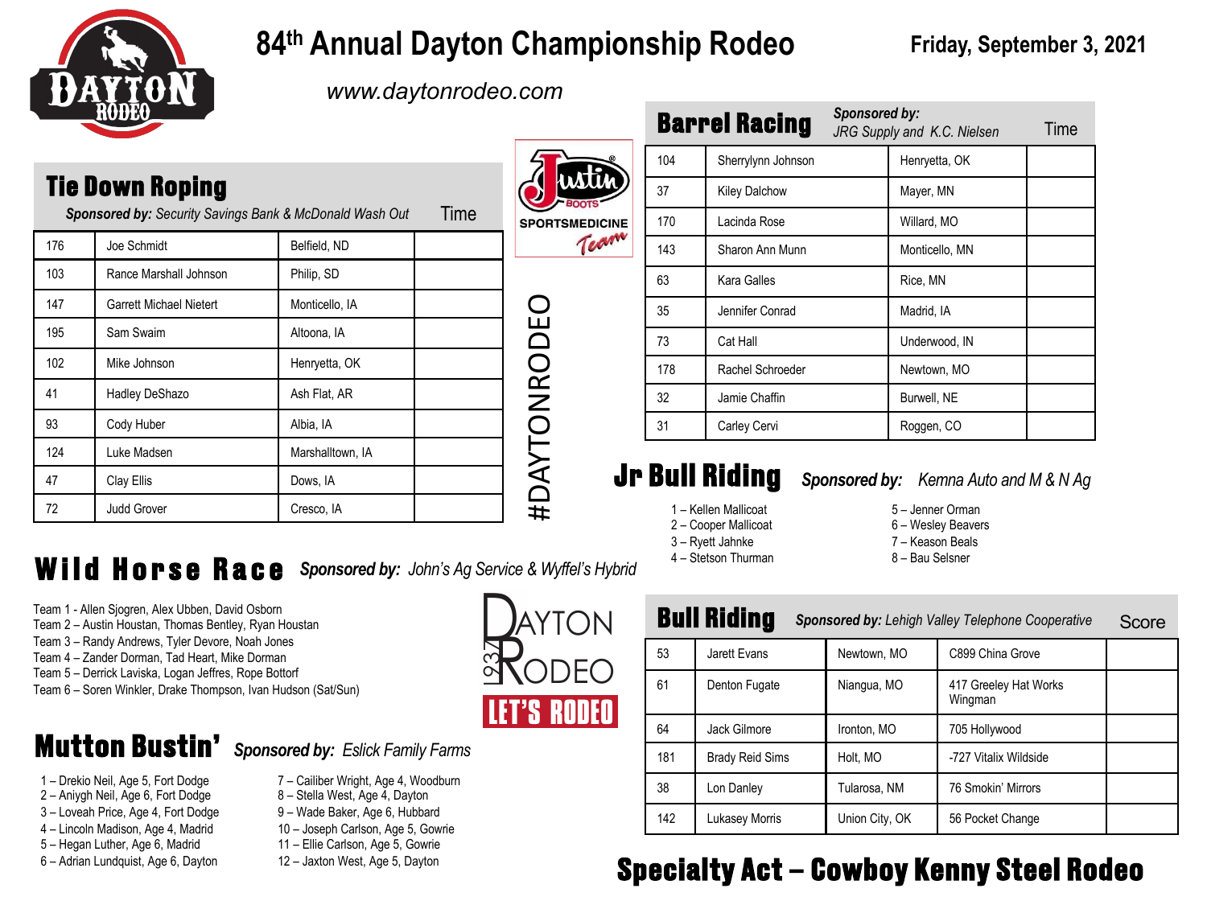# 84th Annual Dayton Championship Rodeo

**Friday, September 3, 2021**

*www.daytonrodeo.com*

## Tie Down Roping

***Sponsored by:** Security Savings Bank & McDonald Wash Out*

| | | | Time |
|---|---|---|---|
| 176 | Joe Schmidt | Belfield, ND | |
| 103 | Rance Marshall Johnson | Philip, SD | |
| 147 | Garrett Michael Nietert | Monticello, IA | |
| 195 | Sam Swaim | Altoona, IA | |
| 102 | Mike Johnson | Henryetta, OK | |
| 41 | Hadley DeShazo | Ash Flat, AR | |
| 93 | Cody Huber | Albia, IA | |
| 124 | Luke Madsen | Marshalltown, IA | |
| 47 | Clay Ellis | Dows, IA | |
| 72 | Judd Grover | Cresco, IA | |

Justin Boots SPORTSMEDICINE Team

#DAYTONRODEO

## Barrel Racing

***Sponsored by:** JRG Supply and K.C. Nielsen*

| | | | Time |
|---|---|---|---|
| 104 | Sherrylynn Johnson | Henryetta, OK | |
| 37 | Kiley Dalchow | Mayer, MN | |
| 170 | Lacinda Rose | Willard, MO | |
| 143 | Sharon Ann Munn | Monticello, MN | |
| 63 | Kara Galles | Rice, MN | |
| 35 | Jennifer Conrad | Madrid, IA | |
| 73 | Cat Hall | Underwood, IN | |
| 178 | Rachel Schroeder | Newtown, MO | |
| 32 | Jamie Chaffin | Burwell, NE | |
| 31 | Carley Cervi | Roggen, CO | |

## Jr Bull Riding

***Sponsored by:** Kemna Auto and M & N Ag*

1 – Kellen Mallicoat
2 – Cooper Mallicoat
3 – Ryett Jahnke
4 – Stetson Thurman
5 – Jenner Orman
6 – Wesley Beavers
7 – Keason Beals
8 – Bau Selsner

## Wild Horse Race

***Sponsored by:** John's Ag Service & Wyffel's Hybrid*

Team 1 - Allen Sjogren, Alex Ubben, David Osborn
Team 2 – Austin Houstan, Thomas Bentley, Ryan Houstan
Team 3 – Randy Andrews, Tyler Devore, Noah Jones
Team 4 – Zander Dorman, Tad Heart, Mike Dorman
Team 5 – Derrick Laviska, Logan Jeffres, Rope Bottorf
Team 6 – Soren Winkler, Drake Thompson, Ivan Hudson (Sat/Sun)

DAYTON 1937 RODEO LET'S RODEO

## Bull Riding

***Sponsored by:** Lehigh Valley Telephone Cooperative*

| | | | | Score |
|---|---|---|---|---|
| 53 | Jarett Evans | Newtown, MO | C899 China Grove | |
| 61 | Denton Fugate | Niangua, MO | 417 Greeley Hat Works Wingman | |
| 64 | Jack Gilmore | Ironton, MO | 705 Hollywood | |
| 181 | Brady Reid Sims | Holt, MO | -727 Vitalix Wildside | |
| 38 | Lon Danley | Tularosa, NM | 76 Smokin' Mirrors | |
| 142 | Lukasey Morris | Union City, OK | 56 Pocket Change | |

## Mutton Bustin'

***Sponsored by:** Eslick Family Farms*

1 – Drekio Neil, Age 5, Fort Dodge
2 – Aniyah Neil, Age 6, Fort Dodge
3 – Loveah Price, Age 4, Fort Dodge
4 – Lincoln Madison, Age 4, Madrid
5 – Hegan Luther, Age 6, Madrid
6 – Adrian Lundquist, Age 6, Dayton
7 – Cailiber Wright, Age 4, Woodburn
8 – Stella West, Age 4, Dayton
9 – Wade Baker, Age 6, Hubbard
10 – Joseph Carlson, Age 5, Gowrie
11 – Ellie Carlson, Age 5, Gowrie
12 – Jaxton West, Age 5, Dayton

## Specialty Act – Cowboy Kenny Steel Rodeo